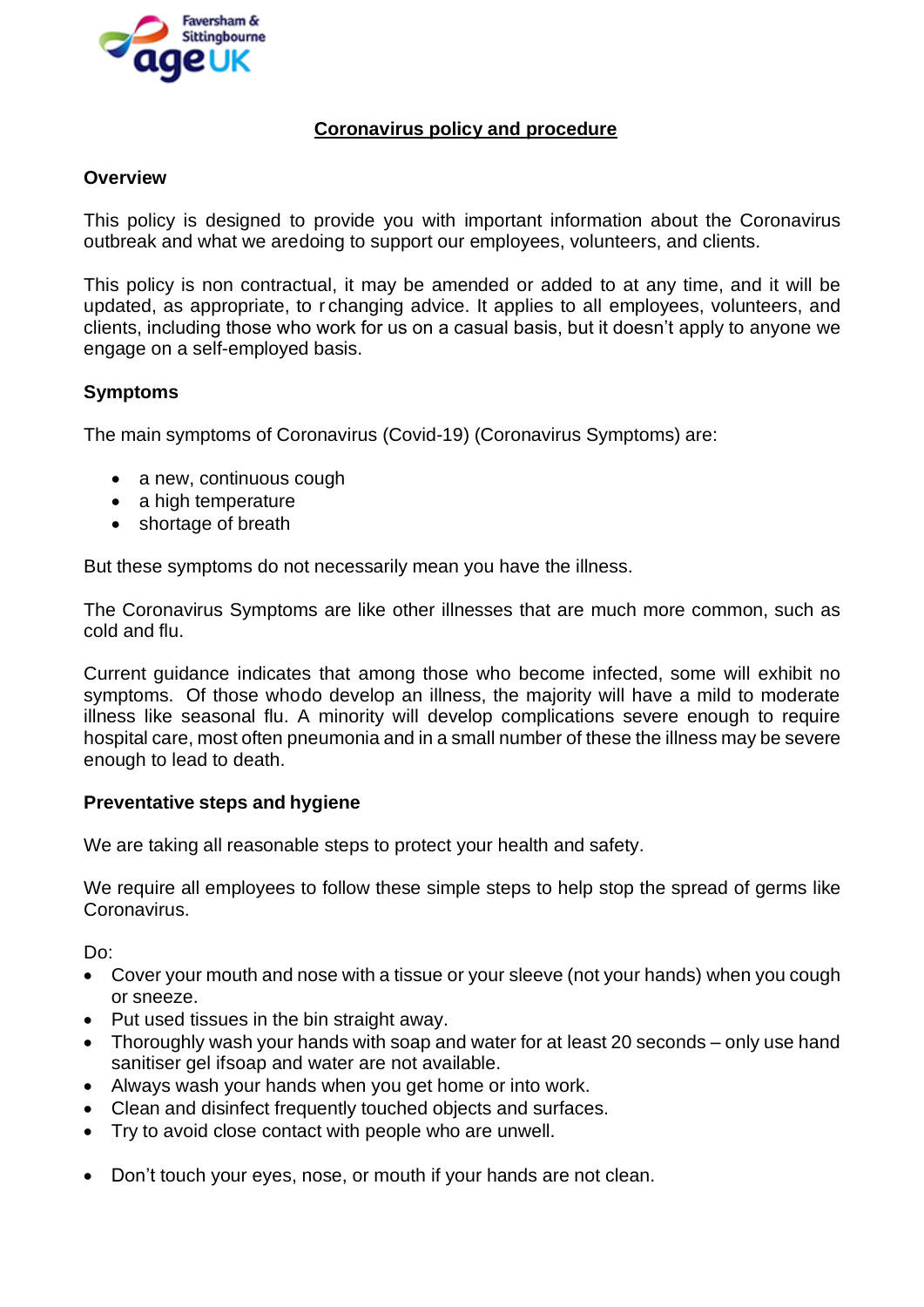## Coronavirus policy and procedure

### Overview

This policy is designed to provide you with important information about the Coronavirus outbreak and what we aredoing to support our employees, volunteers, and clients.

This policy is non contractual, it may be amended or added to at any time, and it will be updated, as appropriate, to r changing advice. It applies to all employees, volunteers, and clients, including those who work for us on a casual basis, but it doesn't apply to anyone we engage on a self-employed basis.

### Symptoms

The main symptoms of Coronavirus (Covid-19) (Coronavirus Symptoms) are:

- a new, continuous cough
- a high temperature
- shortage of breath

But these symptoms do not necessarily mean you have the illness.

The Coronavirus Symptoms are like other illnesses that are much more common, such as cold and flu.

Current guidance indicates that among those who become infected, some will exhibit no symptoms. Of those whodo develop an illness, the majority will have a mild to moderate illness like seasonal flu. A minority will develop complications severe enough to require hospital care, most often pneumonia and in a small number of these the illness may be severe enough to lead to death.

### Preventative steps and hygiene

We are taking all reasonable steps to protect your health and safety.

We require all employees to follow these simple steps to help stop the spread of germs like Coronavirus.

Do:

- Cover your mouth and nose with a tissue or your sleeve (not your hands) when you cough or sneeze.
- Put used tissues in the bin straight away.
- Thoroughly wash your hands with soap and water for at least 20 seconds – only use hand sanitiser gel ifsoap and water are not available.
- Always wash your hands when you get home or into work.
- Clean and disinfect frequently touched objects and surfaces.
- Try to avoid close contact with people who are unwell.

- Don't touch your eyes, nose, or mouth if your hands are not clean.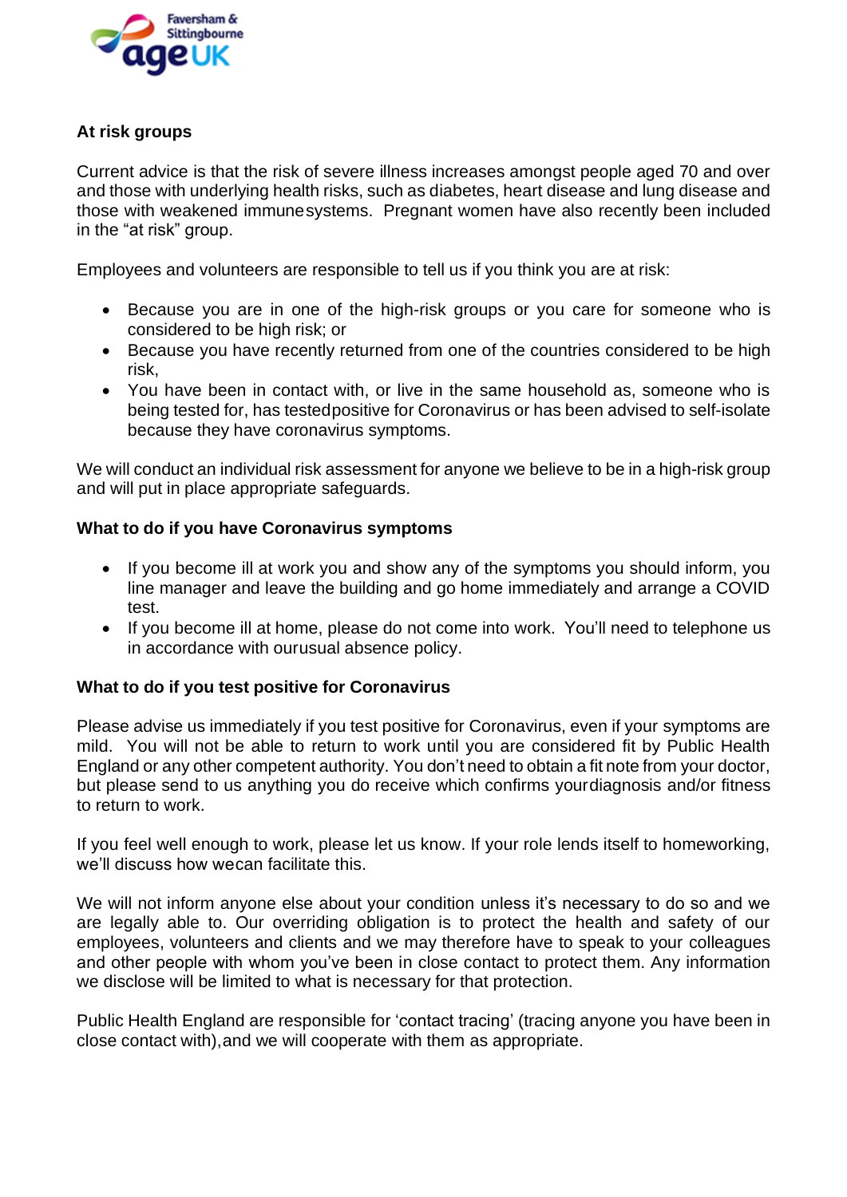**At risk groups**

Current advice is that the risk of severe illness increases amongst people aged 70 and over and those with underlying health risks, such as diabetes, heart disease and lung disease and those with weakened immunesystems. Pregnant women have also recently been included in the "at risk" group.

Employees and volunteers are responsible to tell us if you think you are at risk:

- Because you are in one of the high-risk groups or you care for someone who is considered to be high risk; or
- Because you have recently returned from one of the countries considered to be high risk,
- You have been in contact with, or live in the same household as, someone who is being tested for, has testedpositive for Coronavirus or has been advised to self-isolate because they have coronavirus symptoms.

We will conduct an individual risk assessment for anyone we believe to be in a high-risk group and will put in place appropriate safeguards.

**What to do if you have Coronavirus symptoms**

- If you become ill at work you and show any of the symptoms you should inform, you line manager and leave the building and go home immediately and arrange a COVID test.
- If you become ill at home, please do not come into work. You'll need to telephone us in accordance with ourusual absence policy.

**What to do if you test positive for Coronavirus**

Please advise us immediately if you test positive for Coronavirus, even if your symptoms are mild. You will not be able to return to work until you are considered fit by Public Health England or any other competent authority. You don't need to obtain a fit note from your doctor, but please send to us anything you do receive which confirms yourdiagnosis and/or fitness to return to work.

If you feel well enough to work, please let us know. If your role lends itself to homeworking, we'll discuss how wecan facilitate this.

We will not inform anyone else about your condition unless it's necessary to do so and we are legally able to. Our overriding obligation is to protect the health and safety of our employees, volunteers and clients and we may therefore have to speak to your colleagues and other people with whom you've been in close contact to protect them. Any information we disclose will be limited to what is necessary for that protection.

Public Health England are responsible for 'contact tracing' (tracing anyone you have been in close contact with),and we will cooperate with them as appropriate.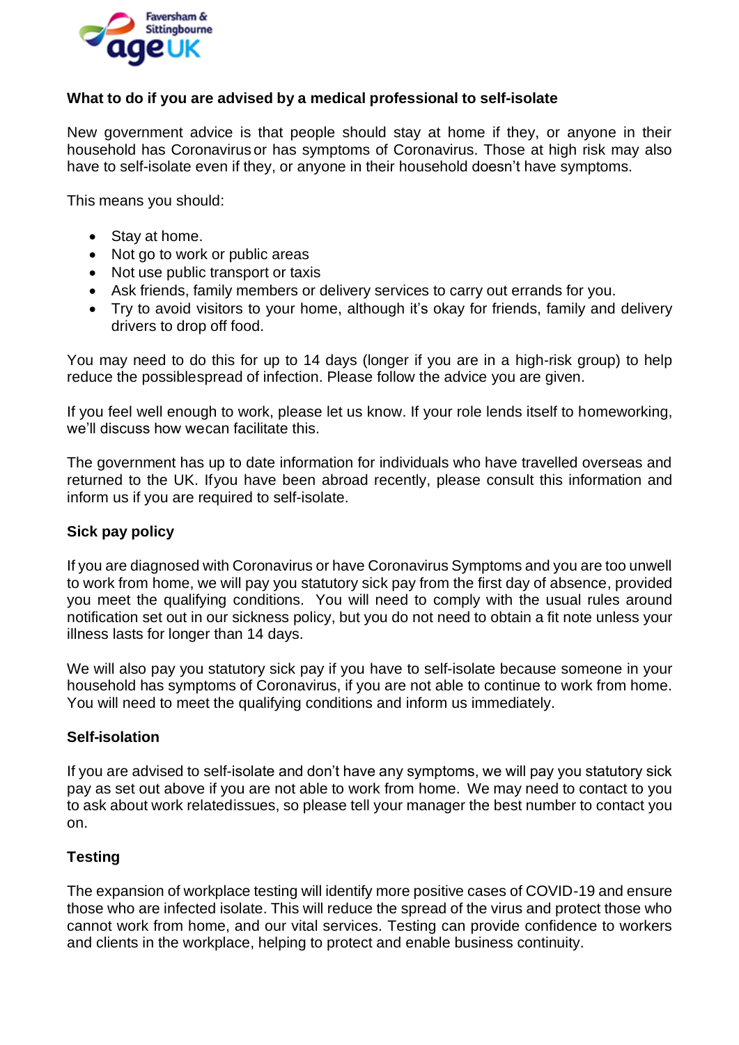**What to do if you are advised by a medical professional to self-isolate**

New government advice is that people should stay at home if they, or anyone in their household has Coronavirus or has symptoms of Coronavirus. Those at high risk may also have to self-isolate even if they, or anyone in their household doesn't have symptoms.

This means you should:

- Stay at home.
- Not go to work or public areas
- Not use public transport or taxis
- Ask friends, family members or delivery services to carry out errands for you.
- Try to avoid visitors to your home, although it's okay for friends, family and delivery drivers to drop off food.

You may need to do this for up to 14 days (longer if you are in a high-risk group) to help reduce the possiblespread of infection. Please follow the advice you are given.

If you feel well enough to work, please let us know. If your role lends itself to homeworking, we'll discuss how wecan facilitate this.

The government has up to date information for individuals who have travelled overseas and returned to the UK. Ifyou have been abroad recently, please consult this information and inform us if you are required to self-isolate.

**Sick pay policy**

If you are diagnosed with Coronavirus or have Coronavirus Symptoms and you are too unwell to work from home, we will pay you statutory sick pay from the first day of absence, provided you meet the qualifying conditions. You will need to comply with the usual rules around notification set out in our sickness policy, but you do not need to obtain a fit note unless your illness lasts for longer than 14 days.

We will also pay you statutory sick pay if you have to self-isolate because someone in your household has symptoms of Coronavirus, if you are not able to continue to work from home. You will need to meet the qualifying conditions and inform us immediately.

**Self-isolation**

If you are advised to self-isolate and don't have any symptoms, we will pay you statutory sick pay as set out above if you are not able to work from home. We may need to contact to you to ask about work relatedissues, so please tell your manager the best number to contact you on.

**Testing**

The expansion of workplace testing will identify more positive cases of COVID-19 and ensure those who are infected isolate. This will reduce the spread of the virus and protect those who cannot work from home, and our vital services. Testing can provide confidence to workers and clients in the workplace, helping to protect and enable business continuity.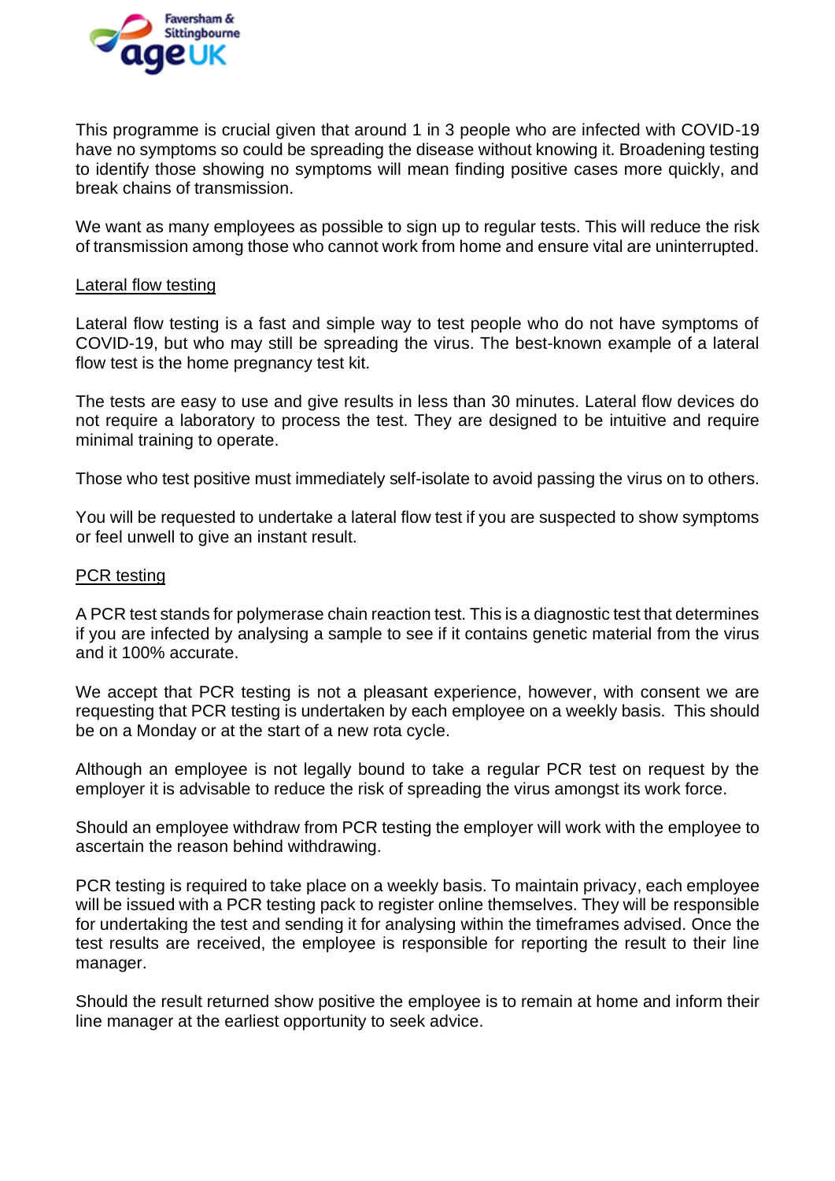This programme is crucial given that around 1 in 3 people who are infected with COVID-19 have no symptoms so could be spreading the disease without knowing it. Broadening testing to identify those showing no symptoms will mean finding positive cases more quickly, and break chains of transmission.

We want as many employees as possible to sign up to regular tests. This will reduce the risk of transmission among those who cannot work from home and ensure vital are uninterrupted.

<u>Lateral flow testing</u>

Lateral flow testing is a fast and simple way to test people who do not have symptoms of COVID-19, but who may still be spreading the virus. The best-known example of a lateral flow test is the home pregnancy test kit.

The tests are easy to use and give results in less than 30 minutes. Lateral flow devices do not require a laboratory to process the test. They are designed to be intuitive and require minimal training to operate.

Those who test positive must immediately self-isolate to avoid passing the virus on to others.

You will be requested to undertake a lateral flow test if you are suspected to show symptoms or feel unwell to give an instant result.

<u>PCR testing</u>

A PCR test stands for polymerase chain reaction test. This is a diagnostic test that determines if you are infected by analysing a sample to see if it contains genetic material from the virus and it 100% accurate.

We accept that PCR testing is not a pleasant experience, however, with consent we are requesting that PCR testing is undertaken by each employee on a weekly basis. This should be on a Monday or at the start of a new rota cycle.

Although an employee is not legally bound to take a regular PCR test on request by the employer it is advisable to reduce the risk of spreading the virus amongst its work force.

Should an employee withdraw from PCR testing the employer will work with the employee to ascertain the reason behind withdrawing.

PCR testing is required to take place on a weekly basis. To maintain privacy, each employee will be issued with a PCR testing pack to register online themselves. They will be responsible for undertaking the test and sending it for analysing within the timeframes advised. Once the test results are received, the employee is responsible for reporting the result to their line manager.

Should the result returned show positive the employee is to remain at home and inform their line manager at the earliest opportunity to seek advice.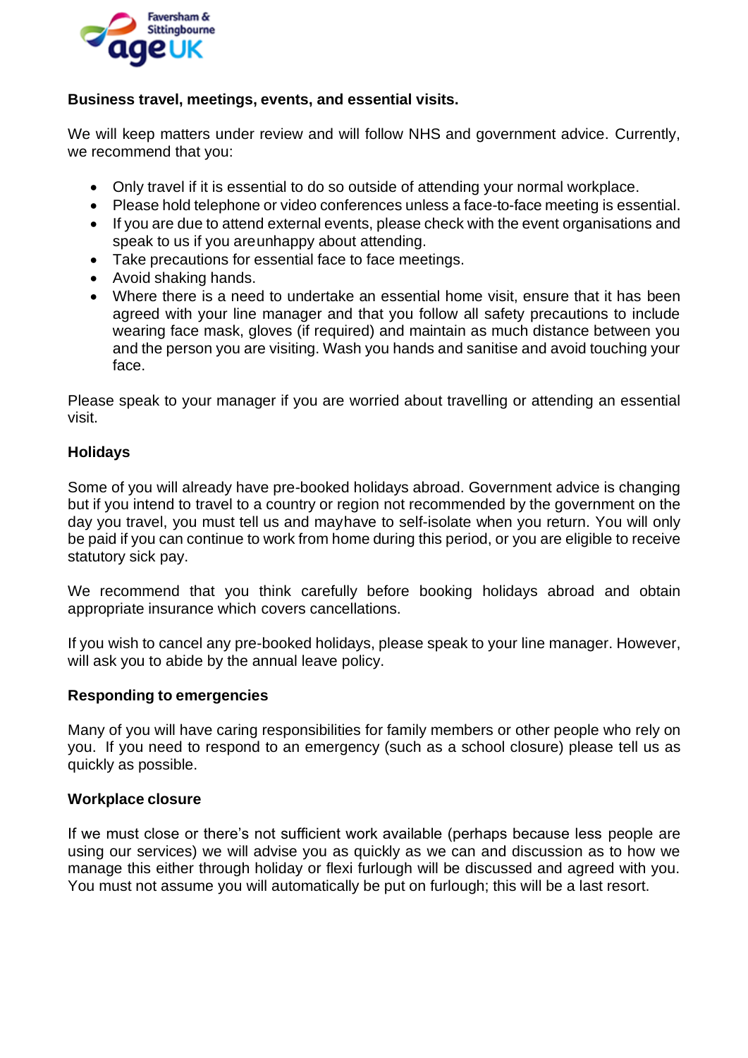**Business travel, meetings, events, and essential visits.**

We will keep matters under review and will follow NHS and government advice. Currently, we recommend that you:

- Only travel if it is essential to do so outside of attending your normal workplace.
- Please hold telephone or video conferences unless a face-to-face meeting is essential.
- If you are due to attend external events, please check with the event organisations and speak to us if you areunhappy about attending.
- Take precautions for essential face to face meetings.
- Avoid shaking hands.
- Where there is a need to undertake an essential home visit, ensure that it has been agreed with your line manager and that you follow all safety precautions to include wearing face mask, gloves (if required) and maintain as much distance between you and the person you are visiting. Wash you hands and sanitise and avoid touching your face.

Please speak to your manager if you are worried about travelling or attending an essential visit.

**Holidays**

Some of you will already have pre-booked holidays abroad. Government advice is changing but if you intend to travel to a country or region not recommended by the government on the day you travel, you must tell us and mayhave to self-isolate when you return. You will only be paid if you can continue to work from home during this period, or you are eligible to receive statutory sick pay.

We recommend that you think carefully before booking holidays abroad and obtain appropriate insurance which covers cancellations.

If you wish to cancel any pre-booked holidays, please speak to your line manager. However, will ask you to abide by the annual leave policy.

**Responding to emergencies**

Many of you will have caring responsibilities for family members or other people who rely on you. If you need to respond to an emergency (such as a school closure) please tell us as quickly as possible.

**Workplace closure**

If we must close or there's not sufficient work available (perhaps because less people are using our services) we will advise you as quickly as we can and discussion as to how we manage this either through holiday or flexi furlough will be discussed and agreed with you. You must not assume you will automatically be put on furlough; this will be a last resort.